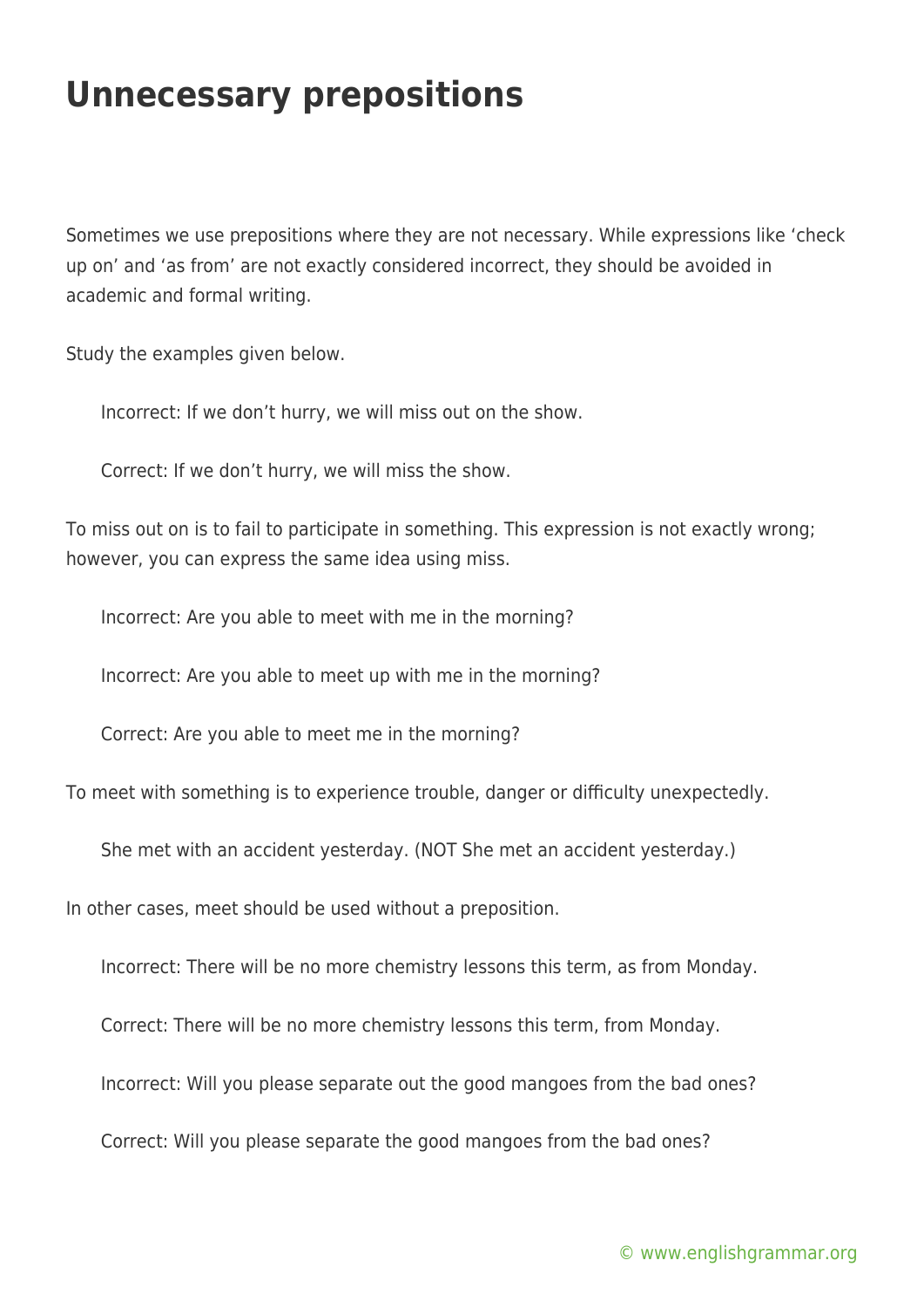# Unnecessary prepositions

Sometimes we use prepositions where they are not necessary. While expressions like 'check up on' and 'as from' are not exactly considered incorrect, they should be avoided in academic and formal writing.

Study the examples given below.

> Incorrect: If we don't hurry, we will miss out on the show.
>
> Correct: If we don't hurry, we will miss the show.

To miss out on is to fail to participate in something. This expression is not exactly wrong; however, you can express the same idea using miss.

> Incorrect: Are you able to meet with me in the morning?
>
> Incorrect: Are you able to meet up with me in the morning?
>
> Correct: Are you able to meet me in the morning?

To meet with something is to experience trouble, danger or difficulty unexpectedly.

> She met with an accident yesterday. (NOT She met an accident yesterday.)

In other cases, meet should be used without a preposition.

> Incorrect: There will be no more chemistry lessons this term, as from Monday.
>
> Correct: There will be no more chemistry lessons this term, from Monday.
>
> Incorrect: Will you please separate out the good mangoes from the bad ones?
>
> Correct: Will you please separate the good mangoes from the bad ones?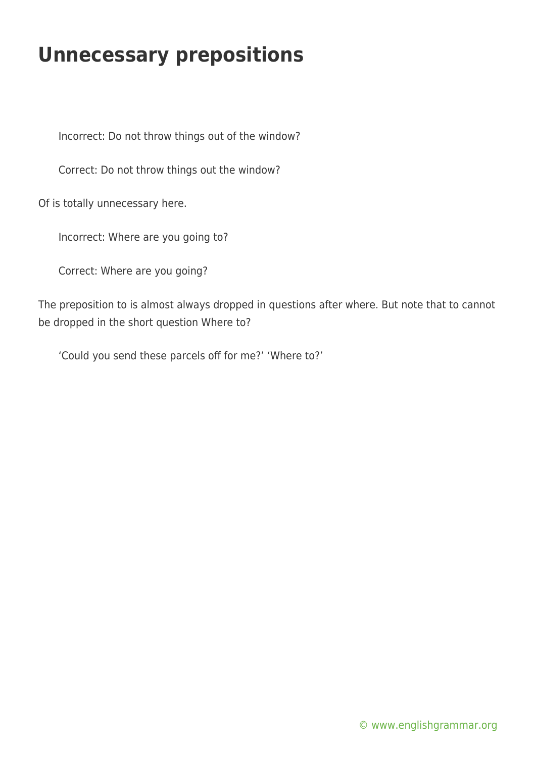# Unnecessary prepositions

> Incorrect: Do not throw things out of the window?

> Correct: Do not throw things out the window?

Of is totally unnecessary here.

> Incorrect: Where are you going to?

> Correct: Where are you going?

The preposition to is almost always dropped in questions after where. But note that to cannot be dropped in the short question Where to?

> ‘Could you send these parcels off for me?’ ‘Where to?’